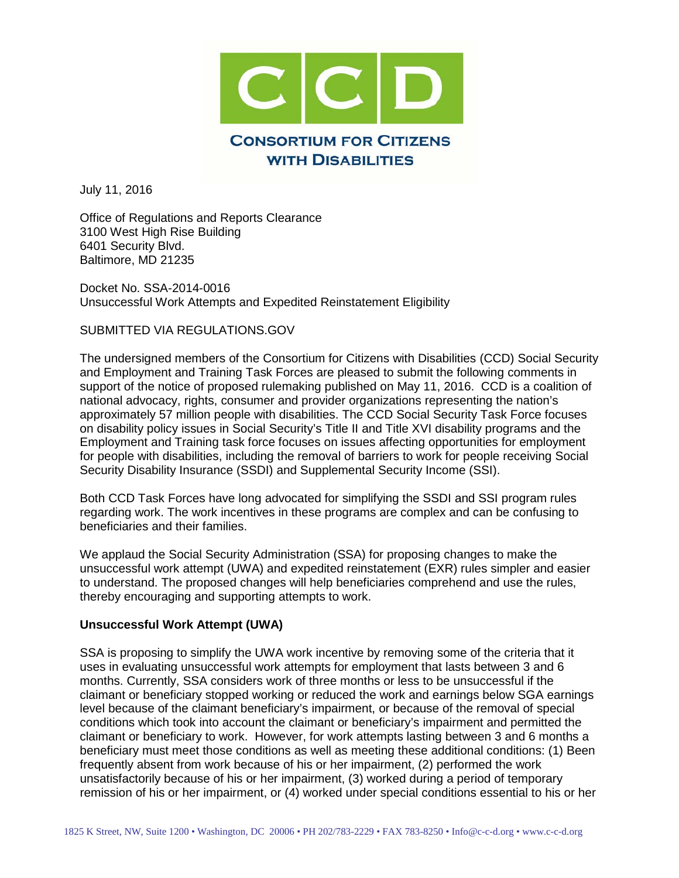CCD

**CONSORTIUM FOR CITIZENS WITH DISABILITIES**

July 11, 2016

Office of Regulations and Reports Clearance
3100 West High Rise Building
6401 Security Blvd.
Baltimore, MD 21235

Docket No. SSA-2014-0016
Unsuccessful Work Attempts and Expedited Reinstatement Eligibility

SUBMITTED VIA REGULATIONS.GOV

The undersigned members of the Consortium for Citizens with Disabilities (CCD) Social Security and Employment and Training Task Forces are pleased to submit the following comments in support of the notice of proposed rulemaking published on May 11, 2016. CCD is a coalition of national advocacy, rights, consumer and provider organizations representing the nation's approximately 57 million people with disabilities. The CCD Social Security Task Force focuses on disability policy issues in Social Security's Title II and Title XVI disability programs and the Employment and Training task force focuses on issues affecting opportunities for employment for people with disabilities, including the removal of barriers to work for people receiving Social Security Disability Insurance (SSDI) and Supplemental Security Income (SSI).

Both CCD Task Forces have long advocated for simplifying the SSDI and SSI program rules regarding work. The work incentives in these programs are complex and can be confusing to beneficiaries and their families.

We applaud the Social Security Administration (SSA) for proposing changes to make the unsuccessful work attempt (UWA) and expedited reinstatement (EXR) rules simpler and easier to understand. The proposed changes will help beneficiaries comprehend and use the rules, thereby encouraging and supporting attempts to work.

**Unsuccessful Work Attempt (UWA)**

SSA is proposing to simplify the UWA work incentive by removing some of the criteria that it uses in evaluating unsuccessful work attempts for employment that lasts between 3 and 6 months. Currently, SSA considers work of three months or less to be unsuccessful if the claimant or beneficiary stopped working or reduced the work and earnings below SGA earnings level because of the claimant beneficiary's impairment, or because of the removal of special conditions which took into account the claimant or beneficiary's impairment and permitted the claimant or beneficiary to work. However, for work attempts lasting between 3 and 6 months a beneficiary must meet those conditions as well as meeting these additional conditions: (1) Been frequently absent from work because of his or her impairment, (2) performed the work unsatisfactorily because of his or her impairment, (3) worked during a period of temporary remission of his or her impairment, or (4) worked under special conditions essential to his or her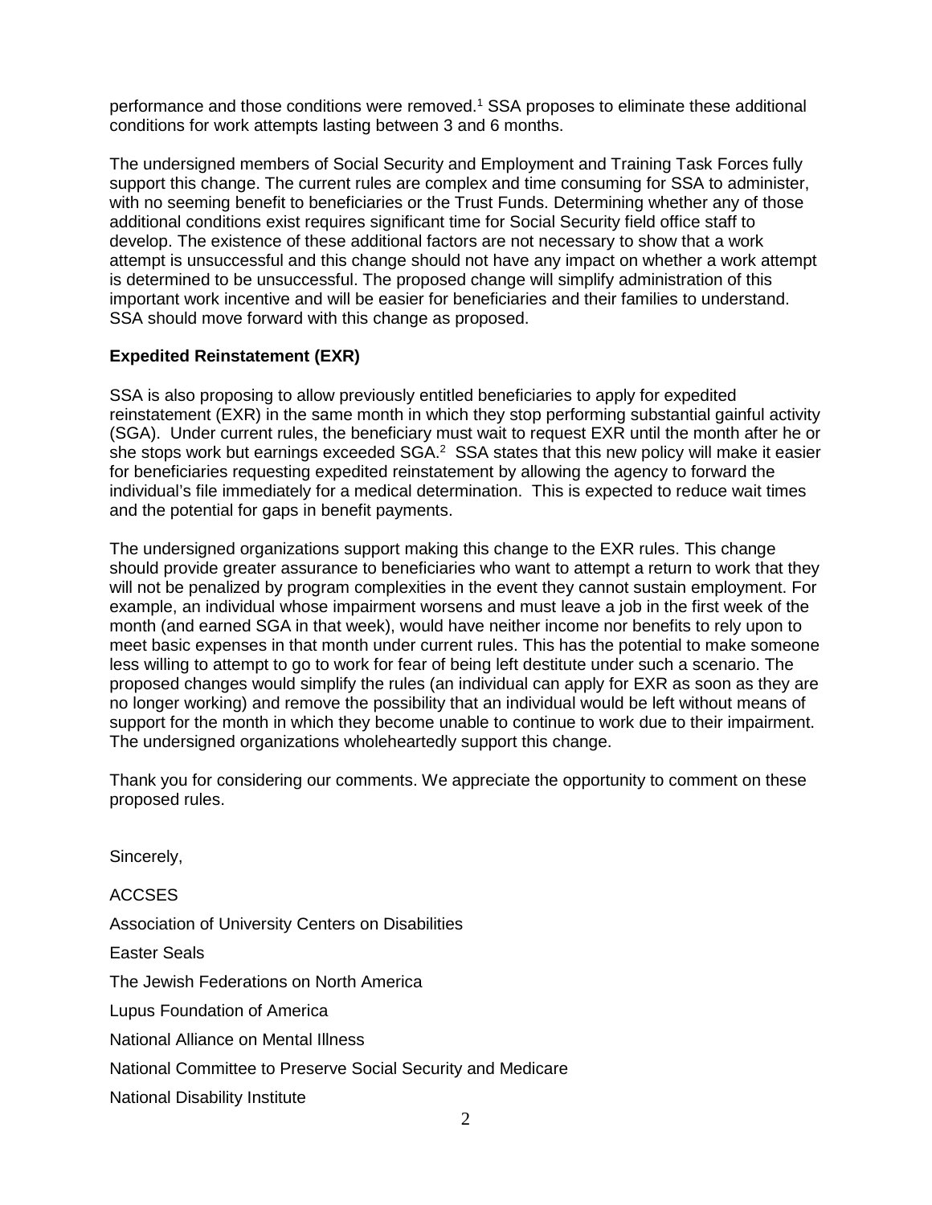performance and those conditions were removed.[1] SSA proposes to eliminate these additional conditions for work attempts lasting between 3 and 6 months.

The undersigned members of Social Security and Employment and Training Task Forces fully support this change. The current rules are complex and time consuming for SSA to administer, with no seeming benefit to beneficiaries or the Trust Funds. Determining whether any of those additional conditions exist requires significant time for Social Security field office staff to develop. The existence of these additional factors are not necessary to show that a work attempt is unsuccessful and this change should not have any impact on whether a work attempt is determined to be unsuccessful. The proposed change will simplify administration of this important work incentive and will be easier for beneficiaries and their families to understand. SSA should move forward with this change as proposed.

**Expedited Reinstatement (EXR)**

SSA is also proposing to allow previously entitled beneficiaries to apply for expedited reinstatement (EXR) in the same month in which they stop performing substantial gainful activity (SGA). Under current rules, the beneficiary must wait to request EXR until the month after he or she stops work but earnings exceeded SGA.[2] SSA states that this new policy will make it easier for beneficiaries requesting expedited reinstatement by allowing the agency to forward the individual's file immediately for a medical determination. This is expected to reduce wait times and the potential for gaps in benefit payments.

The undersigned organizations support making this change to the EXR rules. This change should provide greater assurance to beneficiaries who want to attempt a return to work that they will not be penalized by program complexities in the event they cannot sustain employment. For example, an individual whose impairment worsens and must leave a job in the first week of the month (and earned SGA in that week), would have neither income nor benefits to rely upon to meet basic expenses in that month under current rules. This has the potential to make someone less willing to attempt to go to work for fear of being left destitute under such a scenario. The proposed changes would simplify the rules (an individual can apply for EXR as soon as they are no longer working) and remove the possibility that an individual would be left without means of support for the month in which they become unable to continue to work due to their impairment. The undersigned organizations wholeheartedly support this change.

Thank you for considering our comments. We appreciate the opportunity to comment on these proposed rules.

Sincerely,

ACCSES

Association of University Centers on Disabilities

Easter Seals

The Jewish Federations on North America

Lupus Foundation of America

National Alliance on Mental Illness

National Committee to Preserve Social Security and Medicare

National Disability Institute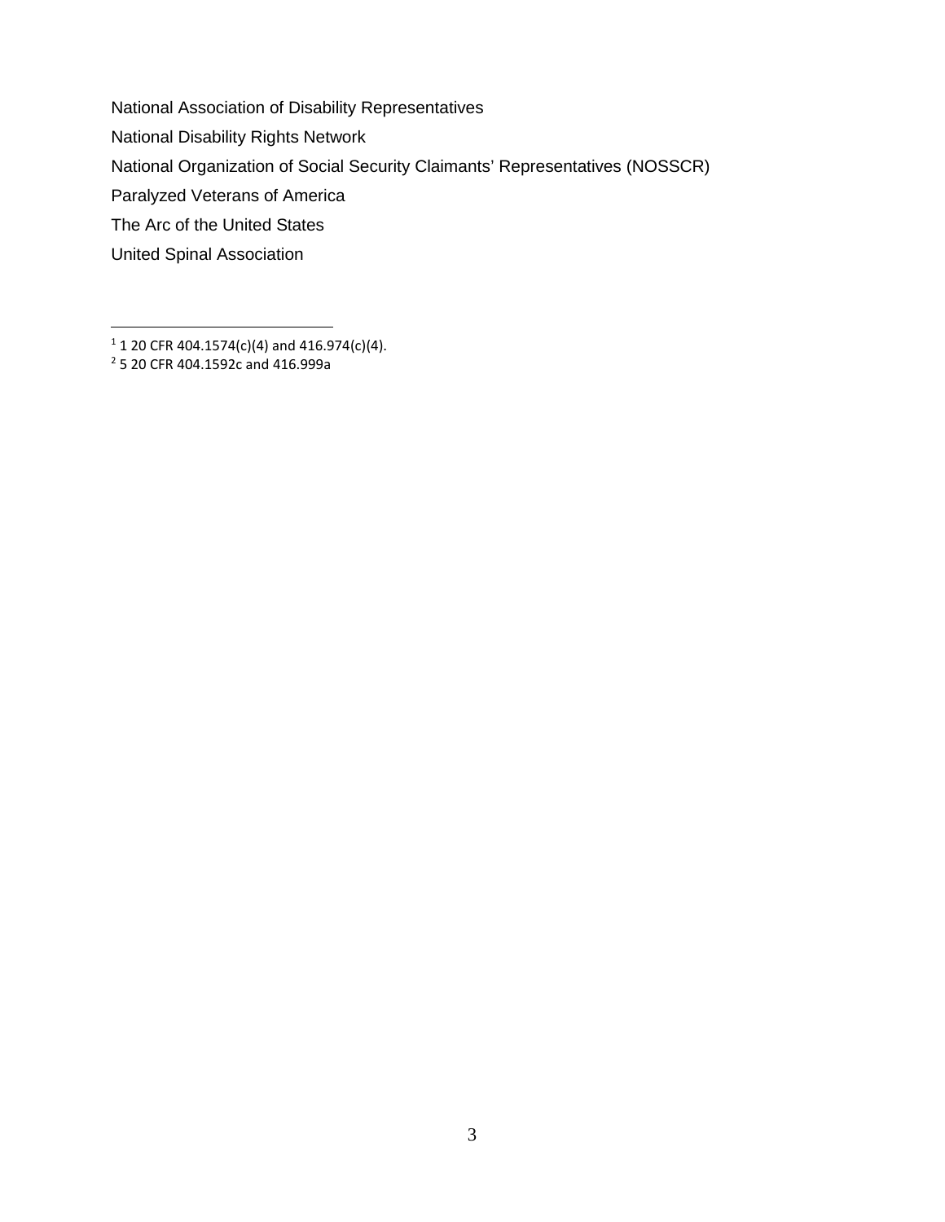National Association of Disability Representatives

National Disability Rights Network

National Organization of Social Security Claimants' Representatives (NOSSCR)

Paralyzed Veterans of America

The Arc of the United States

United Spinal Association

---

[1] 1 20 CFR 404.1574(c)(4) and 416.974(c)(4).

[2] 5 20 CFR 404.1592c and 416.999a